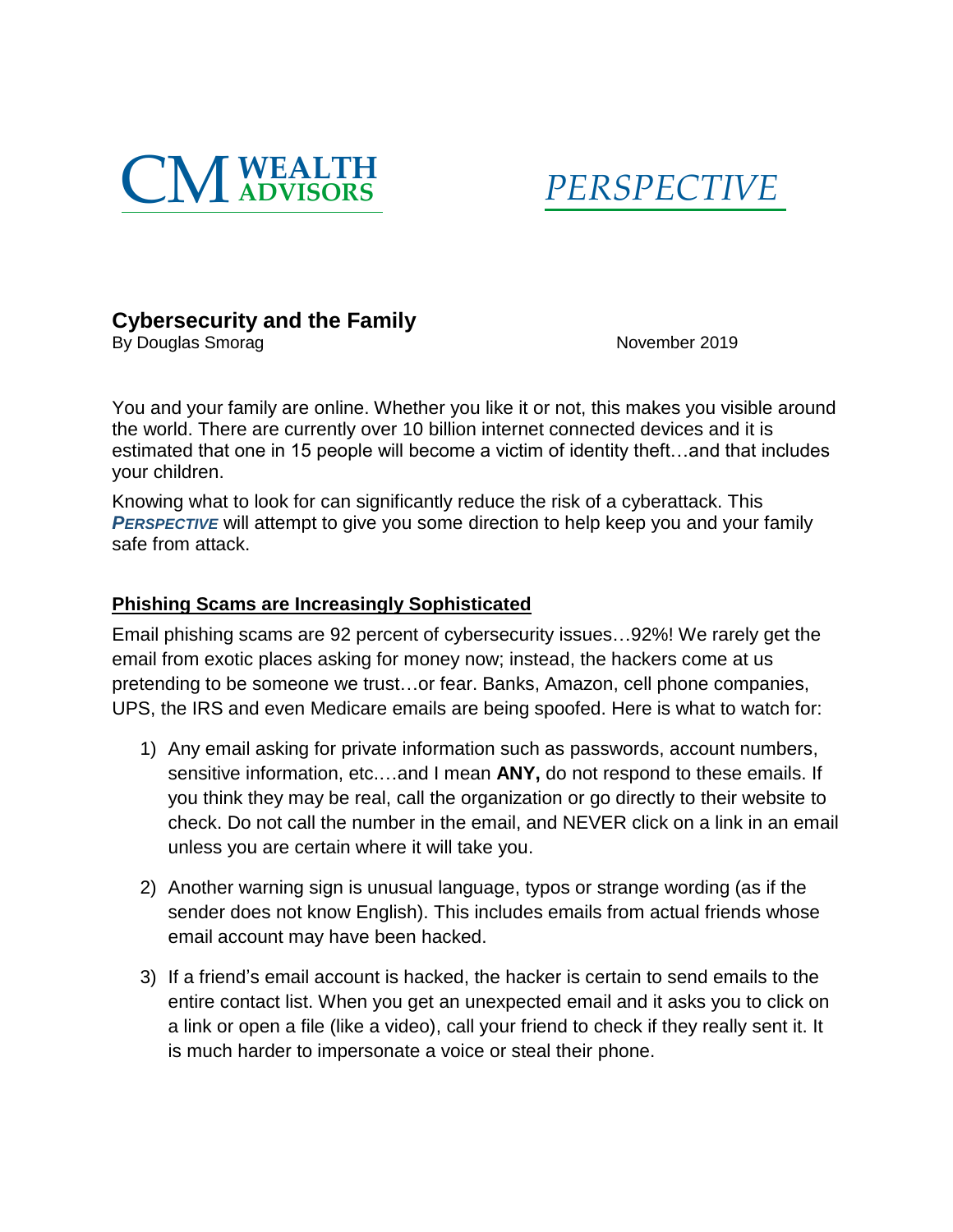CM WEALTH ADVISORS

*PERSPECTIVE*

## Cybersecurity and the Family

By Douglas Smorag

November 2019

You and your family are online. Whether you like it or not, this makes you visible around the world. There are currently over 10 billion internet connected devices and it is estimated that one in 15 people will become a victim of identity theft…and that includes your children.

Knowing what to look for can significantly reduce the risk of a cyberattack. This ***PERSPECTIVE*** will attempt to give you some direction to help keep you and your family safe from attack.

### Phishing Scams are Increasingly Sophisticated

Email phishing scams are 92 percent of cybersecurity issues…92%! We rarely get the email from exotic places asking for money now; instead, the hackers come at us pretending to be someone we trust…or fear. Banks, Amazon, cell phone companies, UPS, the IRS and even Medicare emails are being spoofed. Here is what to watch for:

1) Any email asking for private information such as passwords, account numbers, sensitive information, etc.…and I mean **ANY,** do not respond to these emails. If you think they may be real, call the organization or go directly to their website to check. Do not call the number in the email, and NEVER click on a link in an email unless you are certain where it will take you.

2) Another warning sign is unusual language, typos or strange wording (as if the sender does not know English). This includes emails from actual friends whose email account may have been hacked.

3) If a friend's email account is hacked, the hacker is certain to send emails to the entire contact list. When you get an unexpected email and it asks you to click on a link or open a file (like a video), call your friend to check if they really sent it. It is much harder to impersonate a voice or steal their phone.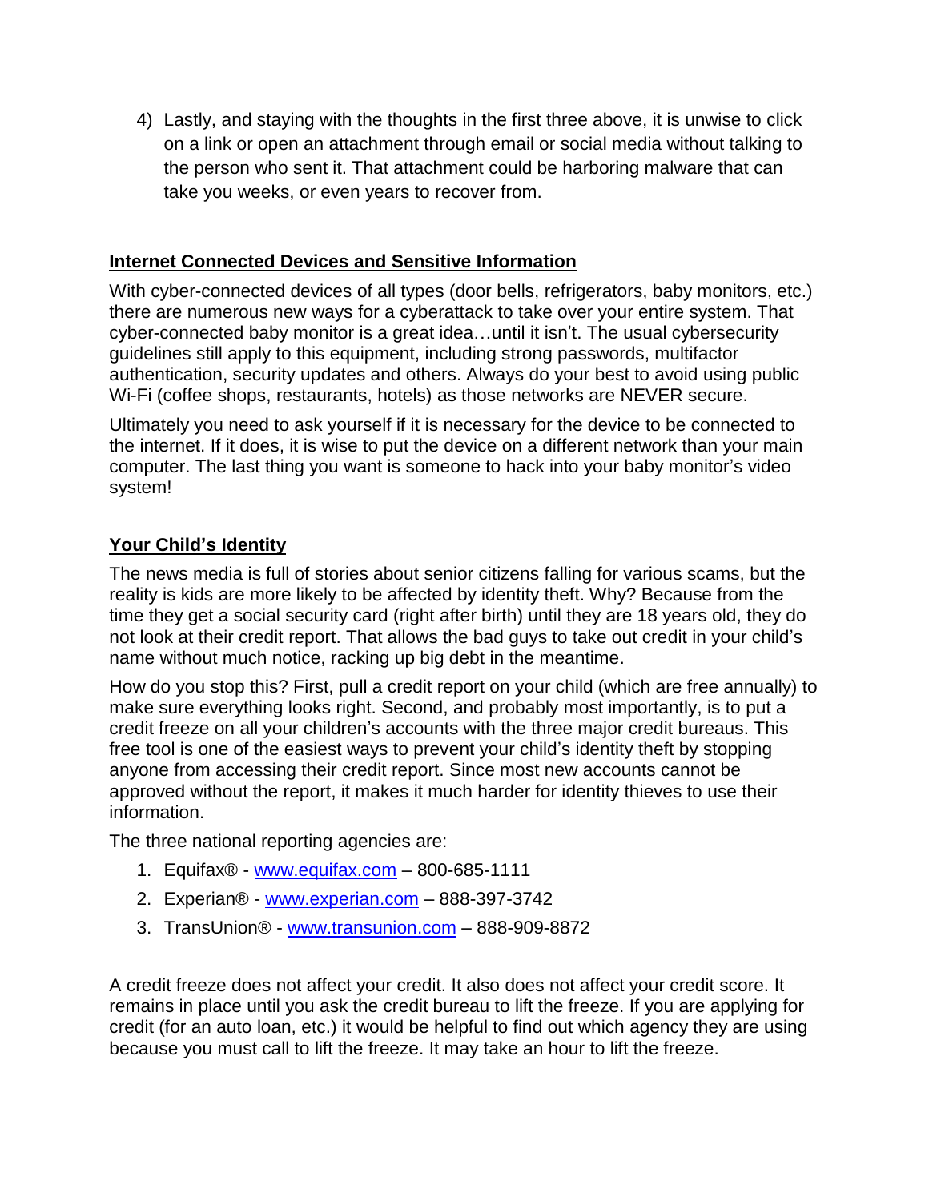4) Lastly, and staying with the thoughts in the first three above, it is unwise to click on a link or open an attachment through email or social media without talking to the person who sent it. That attachment could be harboring malware that can take you weeks, or even years to recover from.

## Internet Connected Devices and Sensitive Information

With cyber-connected devices of all types (door bells, refrigerators, baby monitors, etc.) there are numerous new ways for a cyberattack to take over your entire system. That cyber-connected baby monitor is a great idea…until it isn't. The usual cybersecurity guidelines still apply to this equipment, including strong passwords, multifactor authentication, security updates and others. Always do your best to avoid using public Wi-Fi (coffee shops, restaurants, hotels) as those networks are NEVER secure.

Ultimately you need to ask yourself if it is necessary for the device to be connected to the internet. If it does, it is wise to put the device on a different network than your main computer. The last thing you want is someone to hack into your baby monitor's video system!

## Your Child's Identity

The news media is full of stories about senior citizens falling for various scams, but the reality is kids are more likely to be affected by identity theft. Why? Because from the time they get a social security card (right after birth) until they are 18 years old, they do not look at their credit report. That allows the bad guys to take out credit in your child's name without much notice, racking up big debt in the meantime.

How do you stop this? First, pull a credit report on your child (which are free annually) to make sure everything looks right. Second, and probably most importantly, is to put a credit freeze on all your children's accounts with the three major credit bureaus. This free tool is one of the easiest ways to prevent your child's identity theft by stopping anyone from accessing their credit report. Since most new accounts cannot be approved without the report, it makes it much harder for identity thieves to use their information.

The three national reporting agencies are:

1. Equifax® - www.equifax.com – 800-685-1111
2. Experian® - www.experian.com – 888-397-3742
3. TransUnion® - www.transunion.com – 888-909-8872

A credit freeze does not affect your credit. It also does not affect your credit score. It remains in place until you ask the credit bureau to lift the freeze. If you are applying for credit (for an auto loan, etc.) it would be helpful to find out which agency they are using because you must call to lift the freeze. It may take an hour to lift the freeze.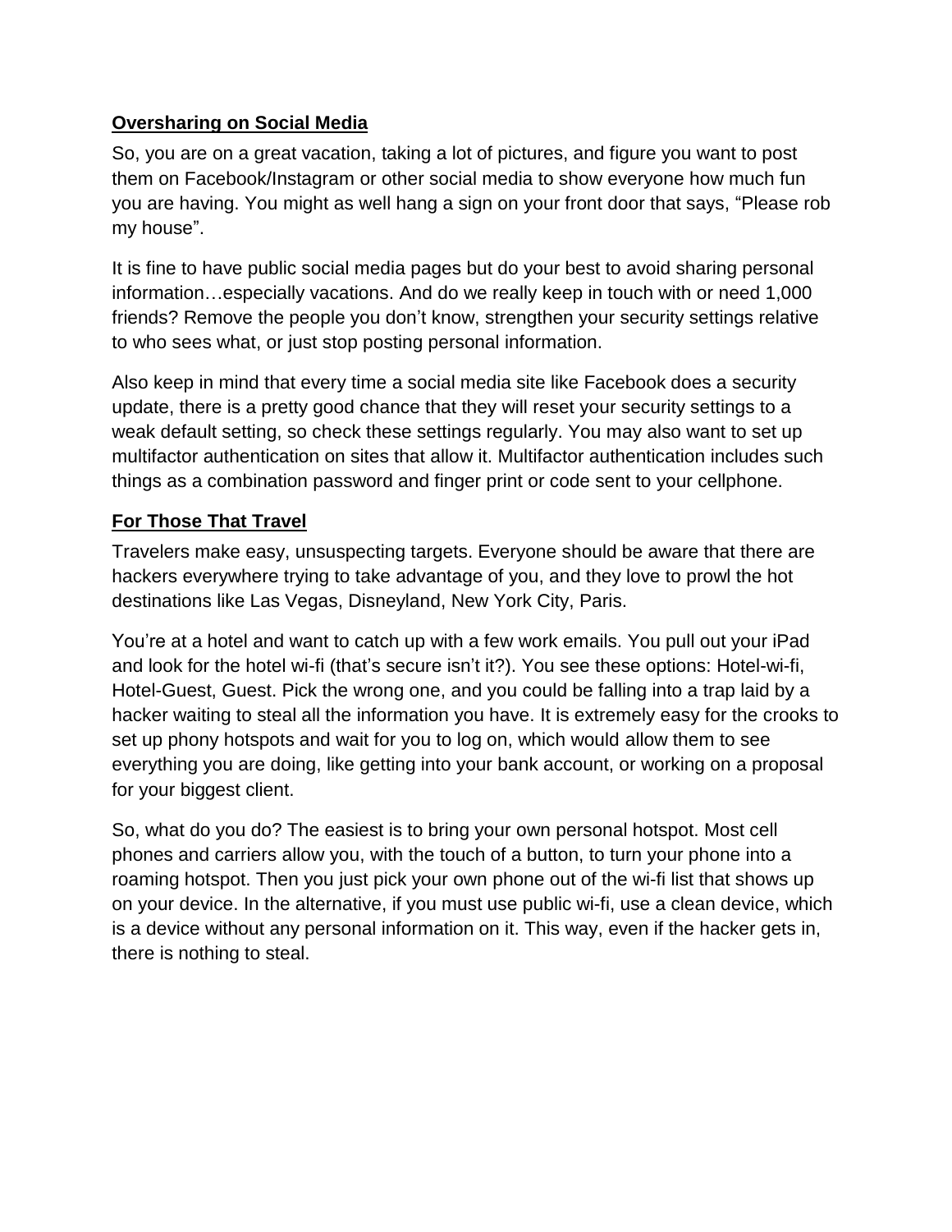## Oversharing on Social Media

So, you are on a great vacation, taking a lot of pictures, and figure you want to post them on Facebook/Instagram or other social media to show everyone how much fun you are having. You might as well hang a sign on your front door that says, "Please rob my house".

It is fine to have public social media pages but do your best to avoid sharing personal information…especially vacations. And do we really keep in touch with or need 1,000 friends? Remove the people you don't know, strengthen your security settings relative to who sees what, or just stop posting personal information.

Also keep in mind that every time a social media site like Facebook does a security update, there is a pretty good chance that they will reset your security settings to a weak default setting, so check these settings regularly. You may also want to set up multifactor authentication on sites that allow it. Multifactor authentication includes such things as a combination password and finger print or code sent to your cellphone.

## For Those That Travel

Travelers make easy, unsuspecting targets. Everyone should be aware that there are hackers everywhere trying to take advantage of you, and they love to prowl the hot destinations like Las Vegas, Disneyland, New York City, Paris.

You're at a hotel and want to catch up with a few work emails. You pull out your iPad and look for the hotel wi-fi (that's secure isn't it?). You see these options: Hotel-wi-fi, Hotel-Guest, Guest. Pick the wrong one, and you could be falling into a trap laid by a hacker waiting to steal all the information you have. It is extremely easy for the crooks to set up phony hotspots and wait for you to log on, which would allow them to see everything you are doing, like getting into your bank account, or working on a proposal for your biggest client.

So, what do you do? The easiest is to bring your own personal hotspot. Most cell phones and carriers allow you, with the touch of a button, to turn your phone into a roaming hotspot. Then you just pick your own phone out of the wi-fi list that shows up on your device. In the alternative, if you must use public wi-fi, use a clean device, which is a device without any personal information on it. This way, even if the hacker gets in, there is nothing to steal.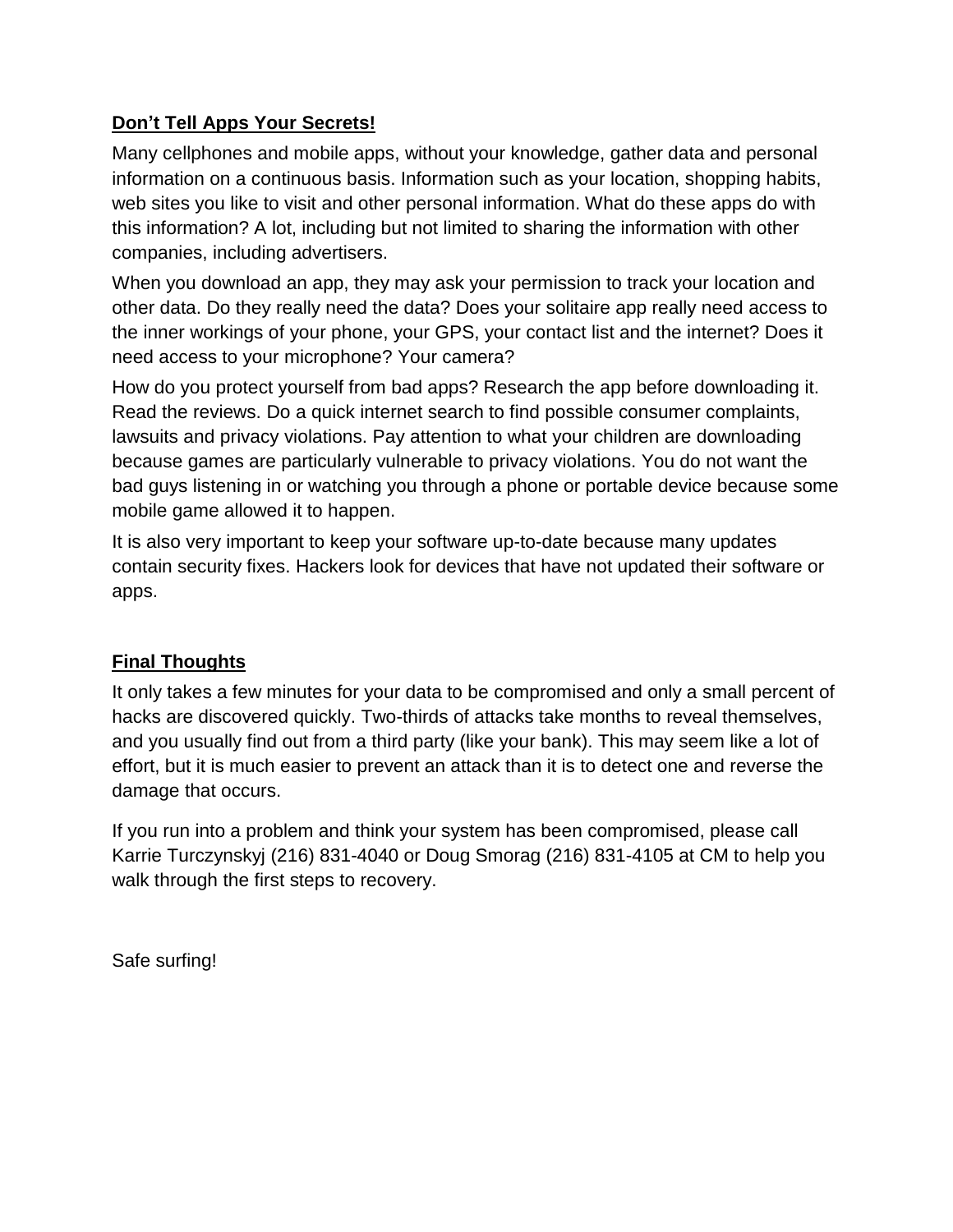**Don't Tell Apps Your Secrets!**

Many cellphones and mobile apps, without your knowledge, gather data and personal information on a continuous basis. Information such as your location, shopping habits, web sites you like to visit and other personal information. What do these apps do with this information? A lot, including but not limited to sharing the information with other companies, including advertisers.

When you download an app, they may ask your permission to track your location and other data. Do they really need the data? Does your solitaire app really need access to the inner workings of your phone, your GPS, your contact list and the internet? Does it need access to your microphone? Your camera?

How do you protect yourself from bad apps? Research the app before downloading it. Read the reviews. Do a quick internet search to find possible consumer complaints, lawsuits and privacy violations. Pay attention to what your children are downloading because games are particularly vulnerable to privacy violations. You do not want the bad guys listening in or watching you through a phone or portable device because some mobile game allowed it to happen.

It is also very important to keep your software up-to-date because many updates contain security fixes. Hackers look for devices that have not updated their software or apps.

**Final Thoughts**

It only takes a few minutes for your data to be compromised and only a small percent of hacks are discovered quickly. Two-thirds of attacks take months to reveal themselves, and you usually find out from a third party (like your bank). This may seem like a lot of effort, but it is much easier to prevent an attack than it is to detect one and reverse the damage that occurs.

If you run into a problem and think your system has been compromised, please call Karrie Turczynskyj (216) 831-4040 or Doug Smorag (216) 831-4105 at CM to help you walk through the first steps to recovery.

Safe surfing!